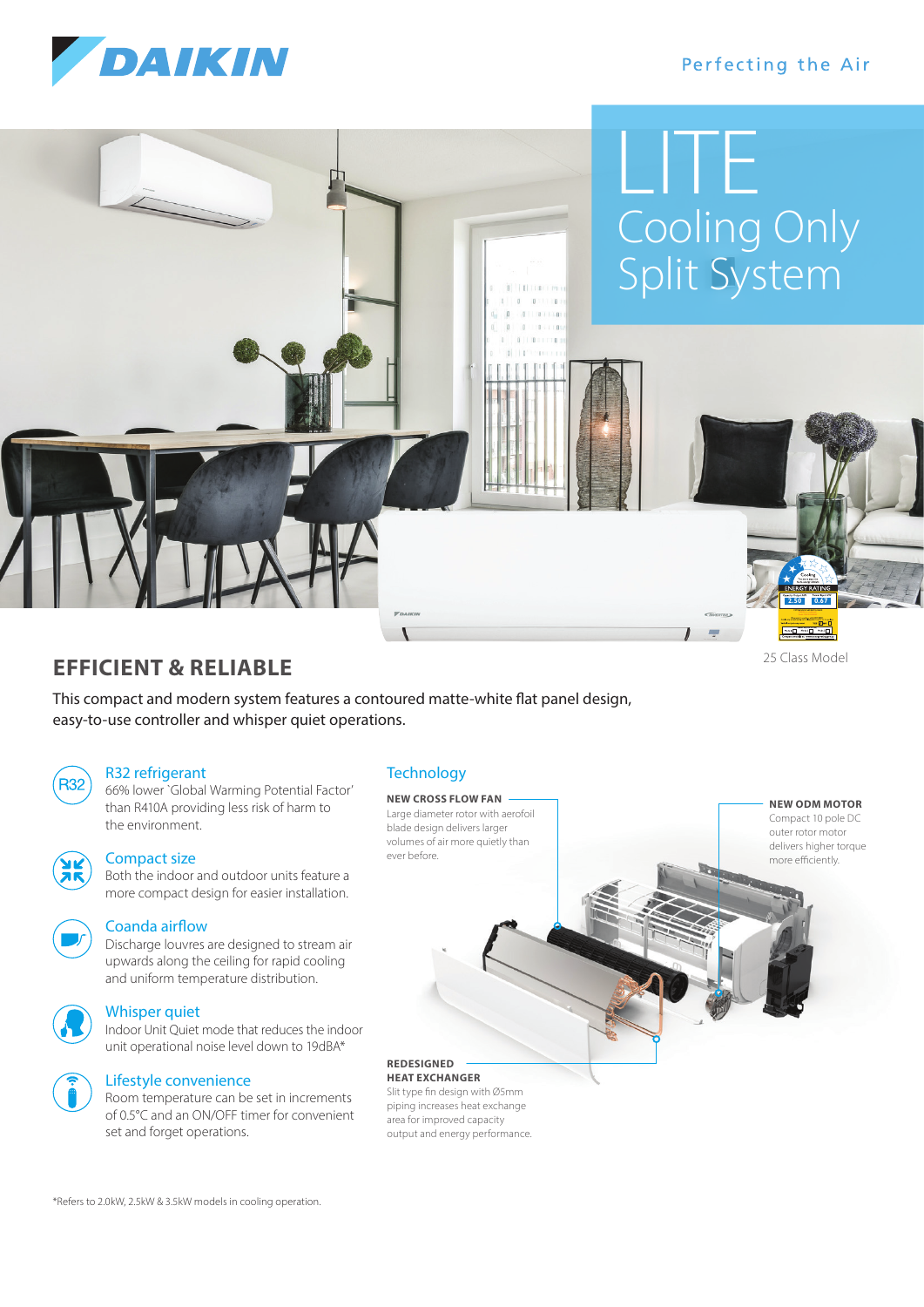DAIKIN

Perfecting the Air

# LITE

## Cooling Only Split System

25 Class Model

## EFFICIENT & RELIABLE

This compact and modern system features a contoured matte-white flat panel design, easy-to-use controller and whisper quiet operations.

### R32 refrigerant

66% lower 'Global Warming Potential Factor' than R410A providing less risk of harm to the environment.

### Compact size

Both the indoor and outdoor units feature a more compact design for easier installation.

### Coanda airflow

Discharge louvres are designed to stream air upwards along the ceiling for rapid cooling and uniform temperature distribution.

### Whisper quiet

Indoor Unit Quiet mode that reduces the indoor unit operational noise level down to 19dBA*

### Lifestyle convenience

Room temperature can be set in increments of 0.5°C and an ON/OFF timer for convenient set and forget operations.

### Technology

**NEW CROSS FLOW FAN**
Large diameter rotor with aerofoil blade design delivers larger volumes of air more quietly than ever before.

**NEW ODM MOTOR**
Compact 10 pole DC outer rotor motor delivers higher torque more efficiently.

**REDESIGNED HEAT EXCHANGER**
Slit type fin design with Ø5mm piping increases heat exchange area for improved capacity output and energy performance.

*Refers to 2.0kW, 2.5kW & 3.5kW models in cooling operation.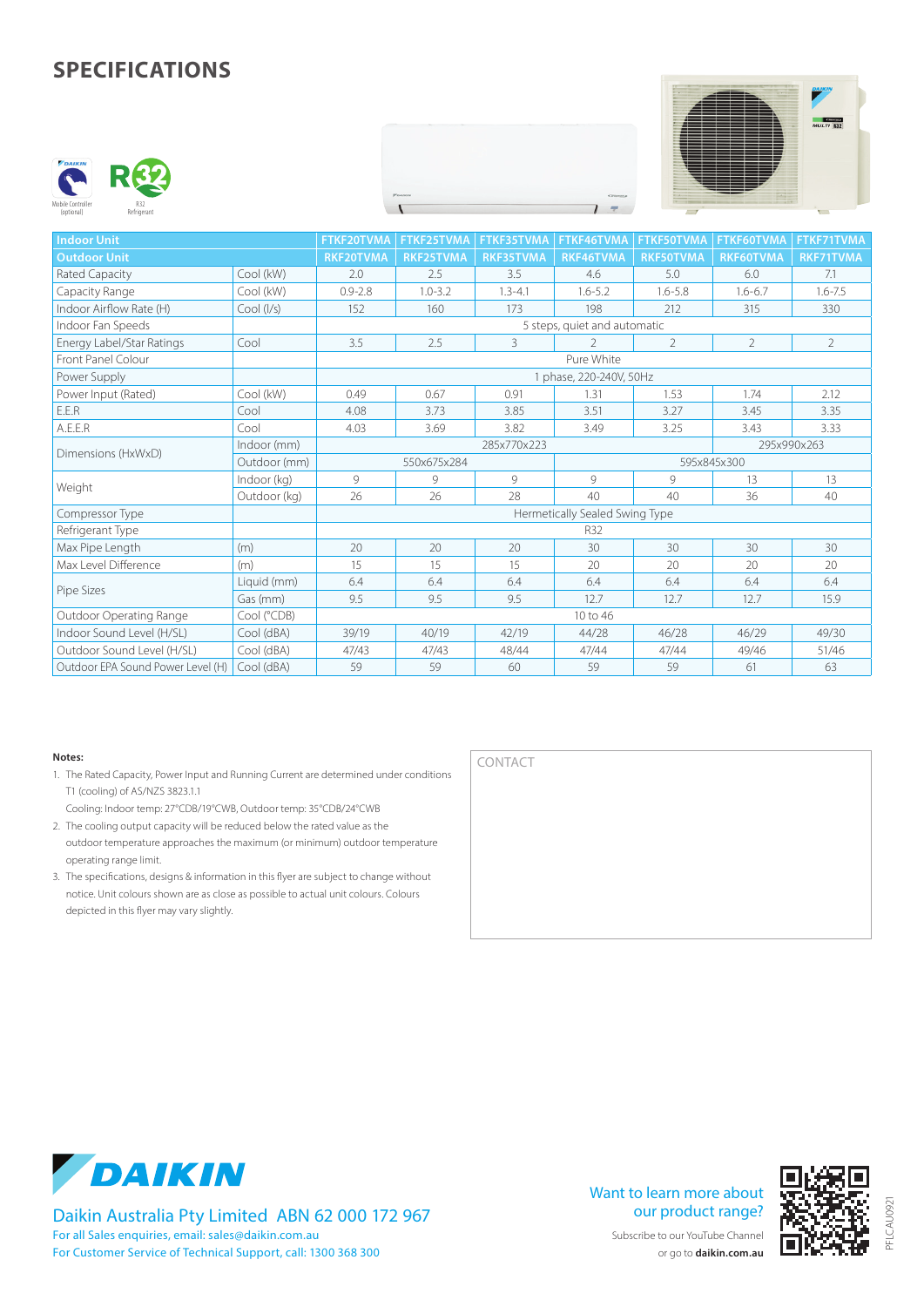# SPECIFICATIONS

Mobile Controller (optional)

R32 Refrigerant

| Indoor Unit | | FTKF20TVMA | FTKF25TVMA | FTKF35TVMA | FTKF46TVMA | FTKF50TVMA | FTKF60TVMA | FTKF71TVMA |
|---|---|---|---|---|---|---|---|---|
| **Outdoor Unit** | | **RKF20TVMA** | **RKF25TVMA** | **RKF35TVMA** | **RKF46TVMA** | **RKF50TVMA** | **RKF60TVMA** | **RKF71TVMA** |
| Rated Capacity | Cool (kW) | 2.0 | 2.5 | 3.5 | 4.6 | 5.0 | 6.0 | 7.1 |
| Capacity Range | Cool (kW) | 0.9-2.8 | 1.0-3.2 | 1.3-4.1 | 1.6-5.2 | 1.6-5.8 | 1.6-6.7 | 1.6-7.5 |
| Indoor Airflow Rate (H) | Cool (l/s) | 152 | 160 | 173 | 198 | 212 | 315 | 330 |
| Indoor Fan Speeds | | 5 steps, quiet and automatic | | | | | | |
| Energy Label/Star Ratings | Cool | 3.5 | 2.5 | 3 | 2 | 2 | 2 | 2 |
| Front Panel Colour | | Pure White | | | | | | |
| Power Supply | | 1 phase, 220-240V, 50Hz | | | | | | |
| Power Input (Rated) | Cool (kW) | 0.49 | 0.67 | 0.91 | 1.31 | 1.53 | 1.74 | 2.12 |
| E.E.R | Cool | 4.08 | 3.73 | 3.85 | 3.51 | 3.27 | 3.45 | 3.35 |
| A.E.E.R | Cool | 4.03 | 3.69 | 3.82 | 3.49 | 3.25 | 3.43 | 3.33 |
| Dimensions (HxWxD) | Indoor (mm) | 285x770x223 | | | | | 295x990x263 | |
| | Outdoor (mm) | 550x675x284 | | | 595x845x300 | | | |
| Weight | Indoor (kg) | 9 | 9 | 9 | 9 | 9 | 13 | 13 |
| | Outdoor (kg) | 26 | 26 | 28 | 40 | 40 | 36 | 40 |
| Compressor Type | | Hermetically Sealed Swing Type | | | | | | |
| Refrigerant Type | | R32 | | | | | | |
| Max Pipe Length | (m) | 20 | 20 | 20 | 30 | 30 | 30 | 30 |
| Max Level Difference | (m) | 15 | 15 | 15 | 20 | 20 | 20 | 20 |
| Pipe Sizes | Liquid (mm) | 6.4 | 6.4 | 6.4 | 6.4 | 6.4 | 6.4 | 6.4 |
| | Gas (mm) | 9.5 | 9.5 | 9.5 | 12.7 | 12.7 | 12.7 | 15.9 |
| Outdoor Operating Range | Cool (°CDB) | 10 to 46 | | | | | | |
| Indoor Sound Level (H/SL) | Cool (dBA) | 39/19 | 40/19 | 42/19 | 44/28 | 46/28 | 46/29 | 49/30 |
| Outdoor Sound Level (H/SL) | Cool (dBA) | 47/43 | 47/43 | 48/44 | 47/44 | 47/44 | 49/46 | 51/46 |
| Outdoor EPA Sound Power Level (H) | Cool (dBA) | 59 | 59 | 60 | 59 | 59 | 61 | 63 |

**Notes:**

1. The Rated Capacity, Power Input and Running Current are determined under conditions T1 (cooling) of AS/NZS 3823.1.1
   Cooling: Indoor temp: 27°CDB/19°CWB, Outdoor temp: 35°CDB/24°CWB
2. The cooling output capacity will be reduced below the rated value as the outdoor temperature approaches the maximum (or minimum) outdoor temperature operating range limit.
3. The specifications, designs & information in this flyer are subject to change without notice. Unit colours shown are as close as possible to actual unit colours. Colours depicted in this flyer may vary slightly.

CONTACT

DAIKIN

Daikin Australia Pty Limited ABN 62 000 172 967
For all Sales enquiries, email: sales@daikin.com.au
For Customer Service of Technical Support, call: 1300 368 300

Want to learn more about our product range?

Subscribe to our YouTube Channel or go to **daikin.com.au**

PFLCAU0921